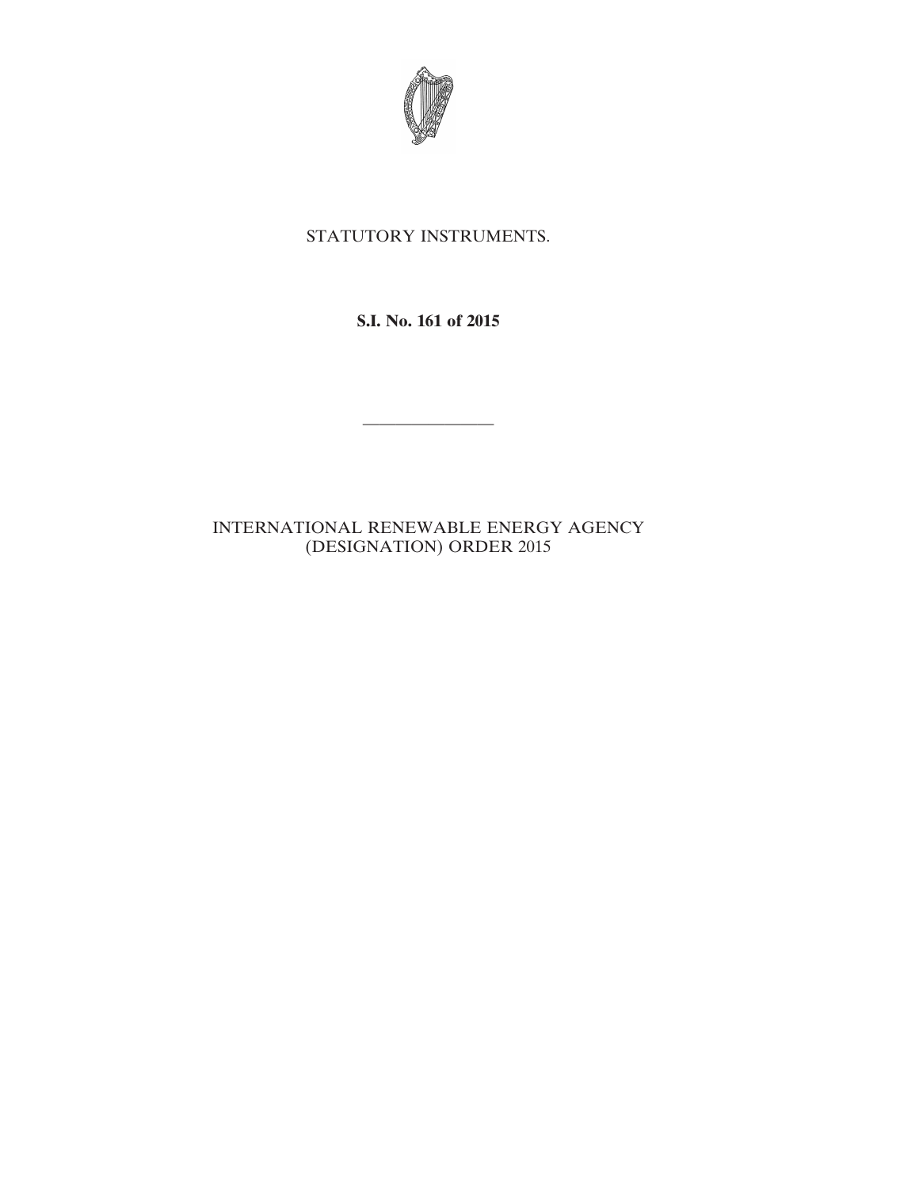STATUTORY INSTRUMENTS.

**S.I. No. 161 of 2015**

————————

INTERNATIONAL RENEWABLE ENERGY AGENCY (DESIGNATION) ORDER 2015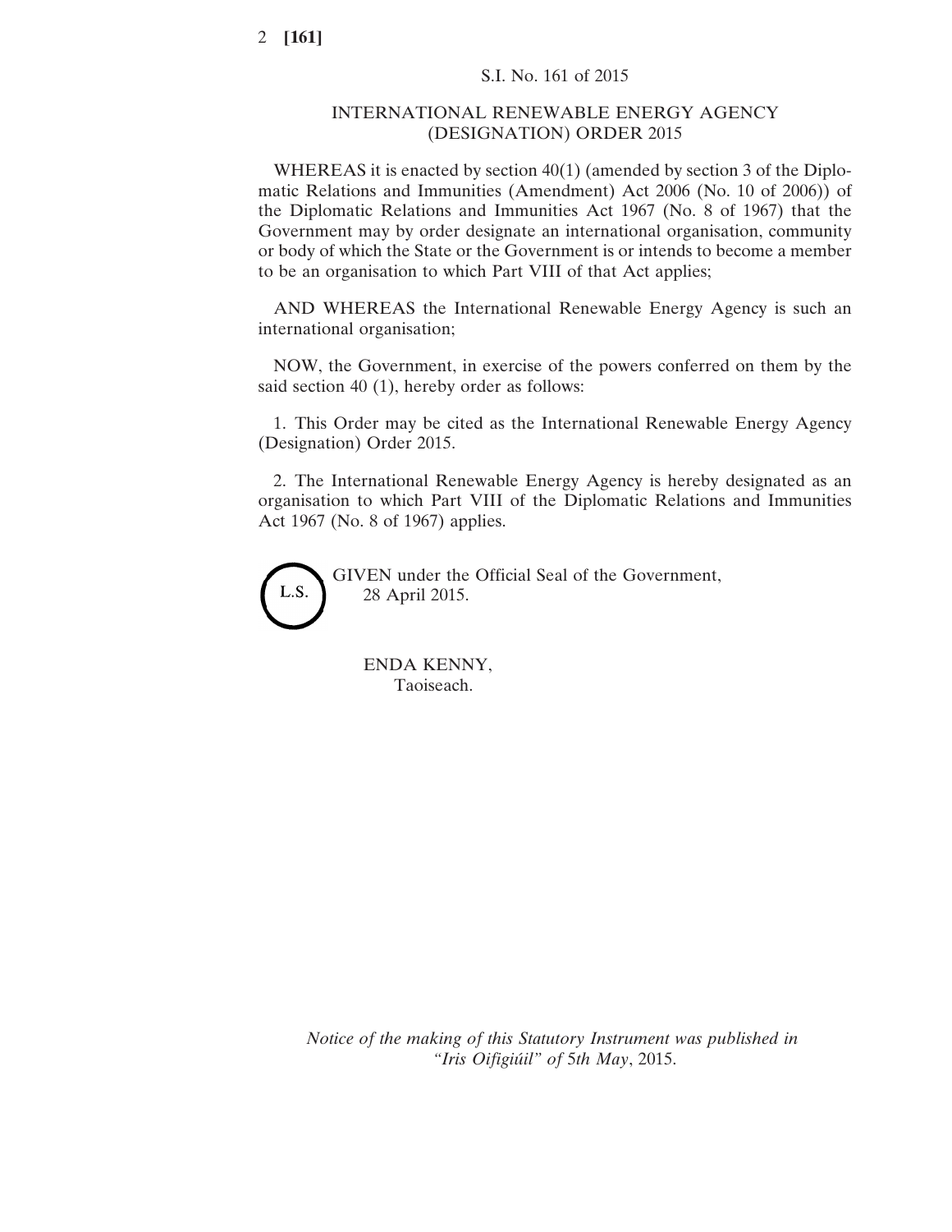S.I. No. 161 of 2015

# INTERNATIONAL RENEWABLE ENERGY AGENCY (DESIGNATION) ORDER 2015

WHEREAS it is enacted by section 40(1) (amended by section 3 of the Diplomatic Relations and Immunities (Amendment) Act 2006 (No. 10 of 2006)) of the Diplomatic Relations and Immunities Act 1967 (No. 8 of 1967) that the Government may by order designate an international organisation, community or body of which the State or the Government is or intends to become a member to be an organisation to which Part VIII of that Act applies;

AND WHEREAS the International Renewable Energy Agency is such an international organisation;

NOW, the Government, in exercise of the powers conferred on them by the said section 40 (1), hereby order as follows:

1. This Order may be cited as the International Renewable Energy Agency (Designation) Order 2015.

2. The International Renewable Energy Agency is hereby designated as an organisation to which Part VIII of the Diplomatic Relations and Immunities Act 1967 (No. 8 of 1967) applies.

L.S.

GIVEN under the Official Seal of the Government,
28 April 2015.

ENDA KENNY,
Taoiseach.

*Notice of the making of this Statutory Instrument was published in "Iris Oifigiúil" of 5th May, 2015.*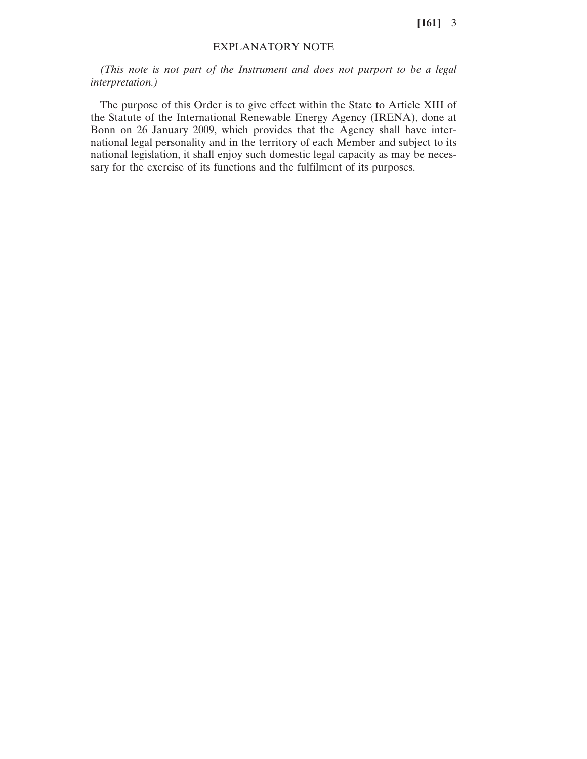## EXPLANATORY NOTE

*(This note is not part of the Instrument and does not purport to be a legal interpretation.)*

The purpose of this Order is to give effect within the State to Article XIII of the Statute of the International Renewable Energy Agency (IRENA), done at Bonn on 26 January 2009, which provides that the Agency shall have international legal personality and in the territory of each Member and subject to its national legislation, it shall enjoy such domestic legal capacity as may be necessary for the exercise of its functions and the fulfilment of its purposes.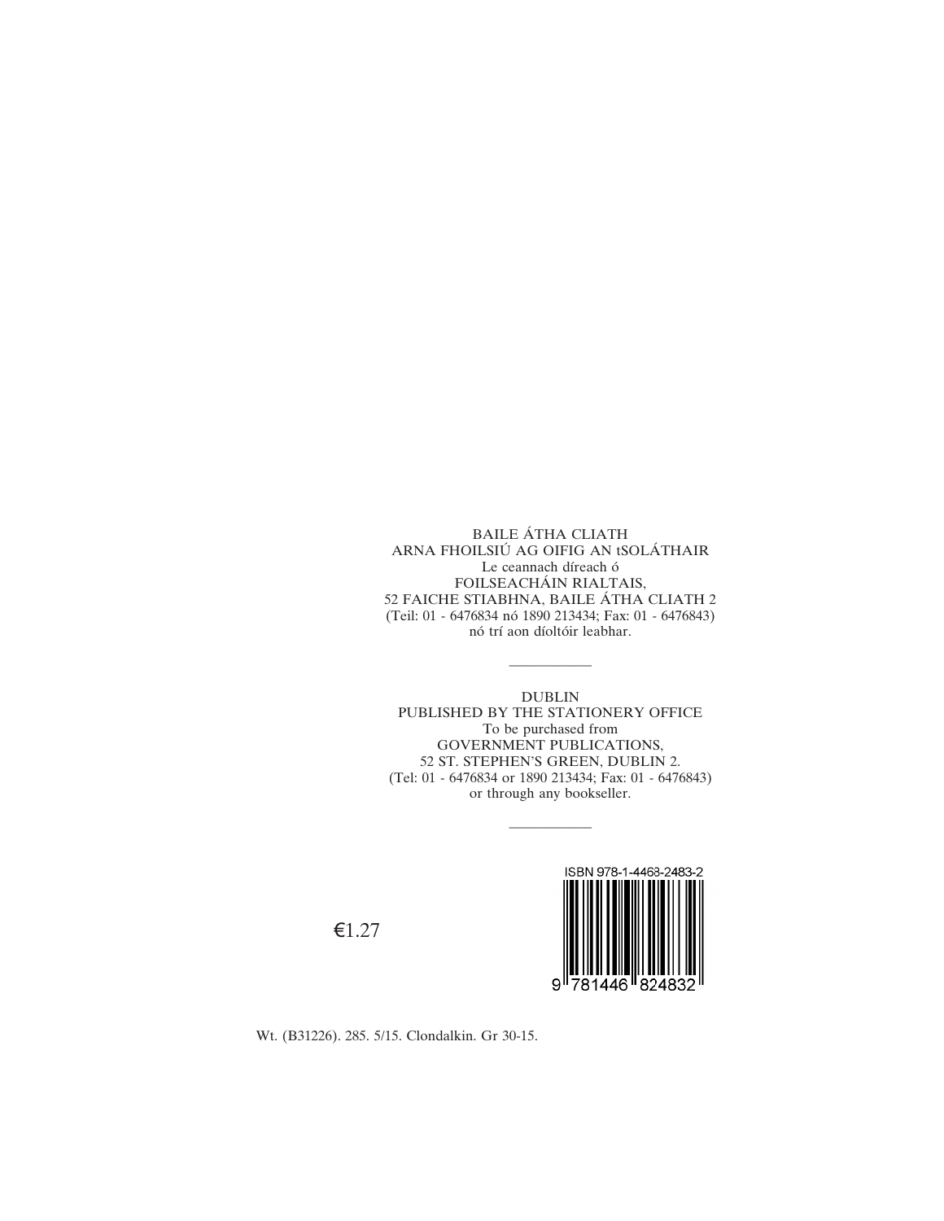BAILE ÁTHA CLIATH
ARNA FHOILSIÚ AG OIFIG AN tSOLÁTHAIR
Le ceannach díreach ó
FOILSEACHÁIN RIALTAIS,
52 FAICHE STIABHNA, BAILE ÁTHA CLIATH 2
(Teil: 01 - 6476834 nó 1890 213434; Fax: 01 - 6476843)
nó trí aon díoltóir leabhar.

---

DUBLIN
PUBLISHED BY THE STATIONERY OFFICE
To be purchased from
GOVERNMENT PUBLICATIONS,
52 ST. STEPHEN'S GREEN, DUBLIN 2.
(Tel: 01 - 6476834 or 1890 213434; Fax: 01 - 6476843)
or through any bookseller.

---

ISBN 978-1-4468-2483-2

9 781446 824832

€1.27

Wt. (B31226). 285. 5/15. Clondalkin. Gr 30-15.